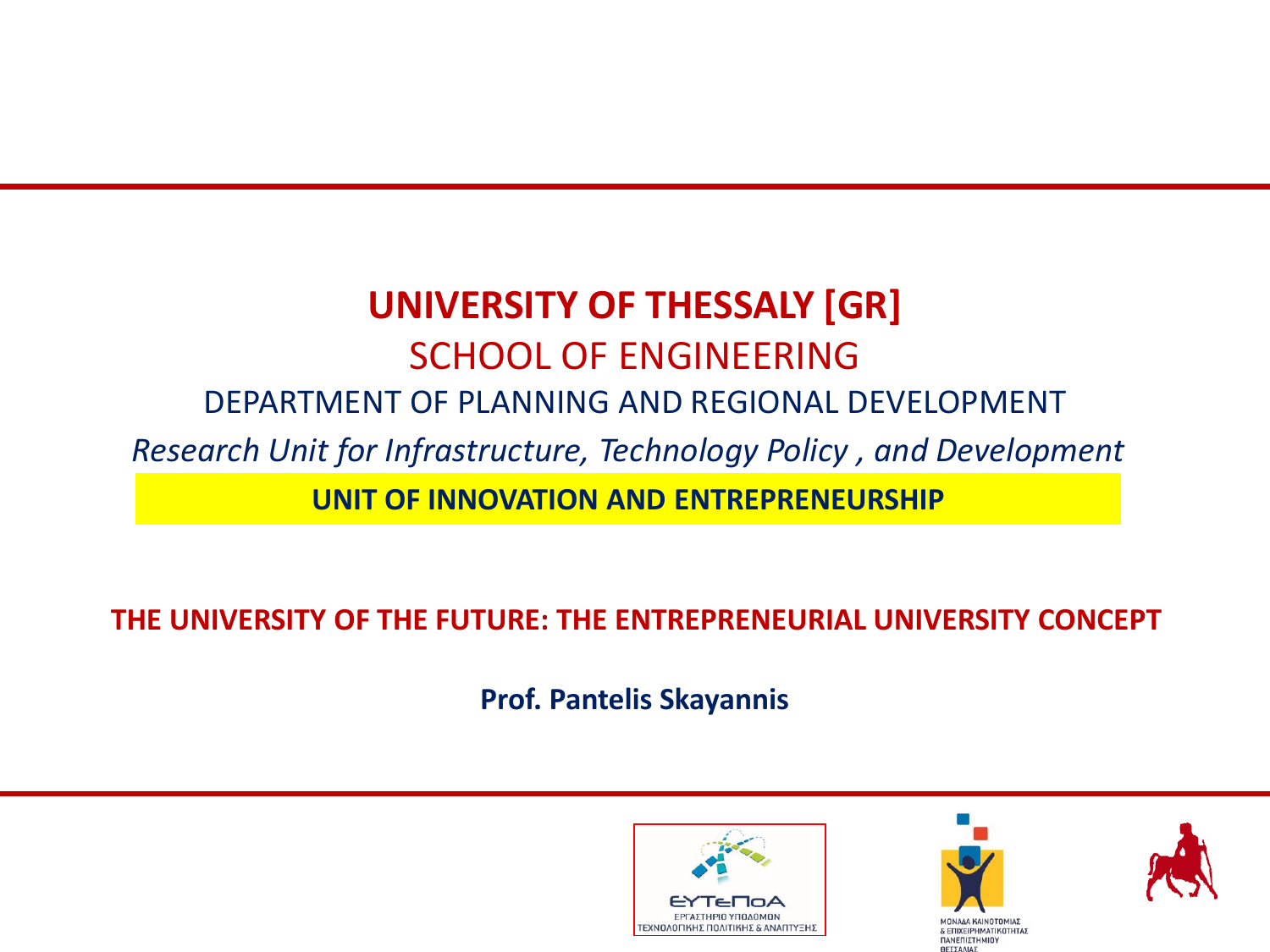# UNIVERSITY OF THESSALY [GR]

## SCHOOL OF ENGINEERING

DEPARTMENT OF PLANNING AND REGIONAL DEVELOPMENT

*Research Unit for Infrastructure, Technology Policy , and Development*

**UNIT OF INNOVATION AND ENTREPRENEURSHIP**

**THE UNIVERSITY OF THE FUTURE: THE ENTREPRENEURIAL UNIVERSITY CONCEPT**

**Prof. Pantelis Skayannis**

ΕΥΤεΠοΑ
ΕΡΓΑΣΤΗΡΙΟ ΥΠΟΔΟΜΩΝ
ΤΕΧΝΟΛΟΓΙΚΗΣ ΠΟΛΙΤΙΚΗΣ & ΑΝΑΠΤΥΞΗΣ

ΜΟΝΑΔΑ ΚΑΙΝΟΤΟΜΙΑΣ
& ΕΠΙΧΕΙΡΗΜΑΤΙΚΟΤΗΤΑΣ
ΠΑΝΕΠΙΣΤΗΜΙΟΥ
ΘΕΣΣΑΛΙΑΣ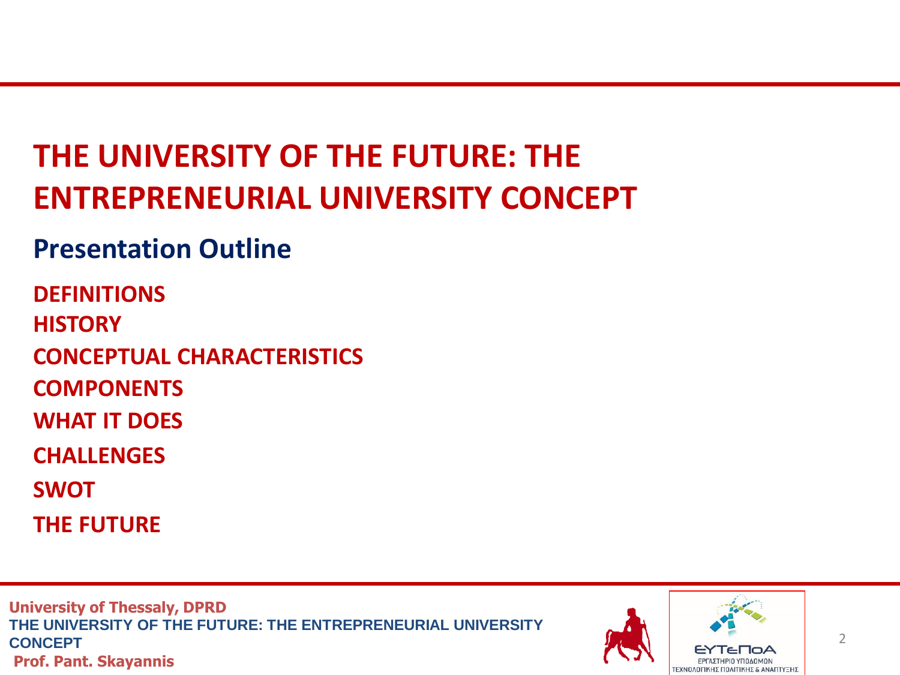# THE UNIVERSITY OF THE FUTURE: THE ENTREPRENEURIAL UNIVERSITY CONCEPT

## Presentation Outline

**DEFINITIONS**

**HISTORY**

**CONCEPTUAL CHARACTERISTICS**

**COMPONENTS**

**WHAT IT DOES**

**CHALLENGES**

**SWOT**

**THE FUTURE**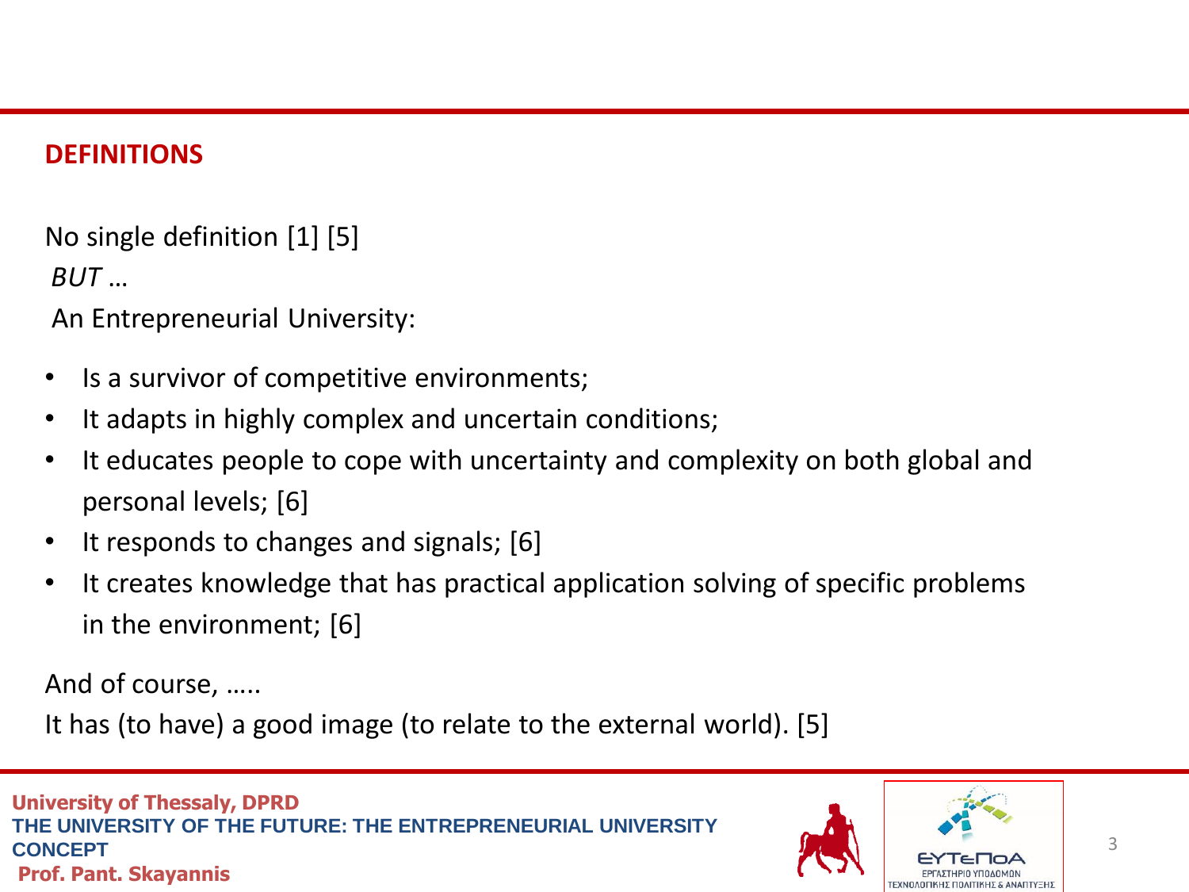## DEFINITIONS

No single definition [1] [5]

*BUT …*

An Entrepreneurial University:

- Is a survivor of competitive environments;
- It adapts in highly complex and uncertain conditions;
- It educates people to cope with uncertainty and complexity on both global and personal levels; [6]
- It responds to changes and signals; [6]
- It creates knowledge that has practical application solving of specific problems in the environment; [6]

And of course, …..

It has (to have) a good image (to relate to the external world). [5]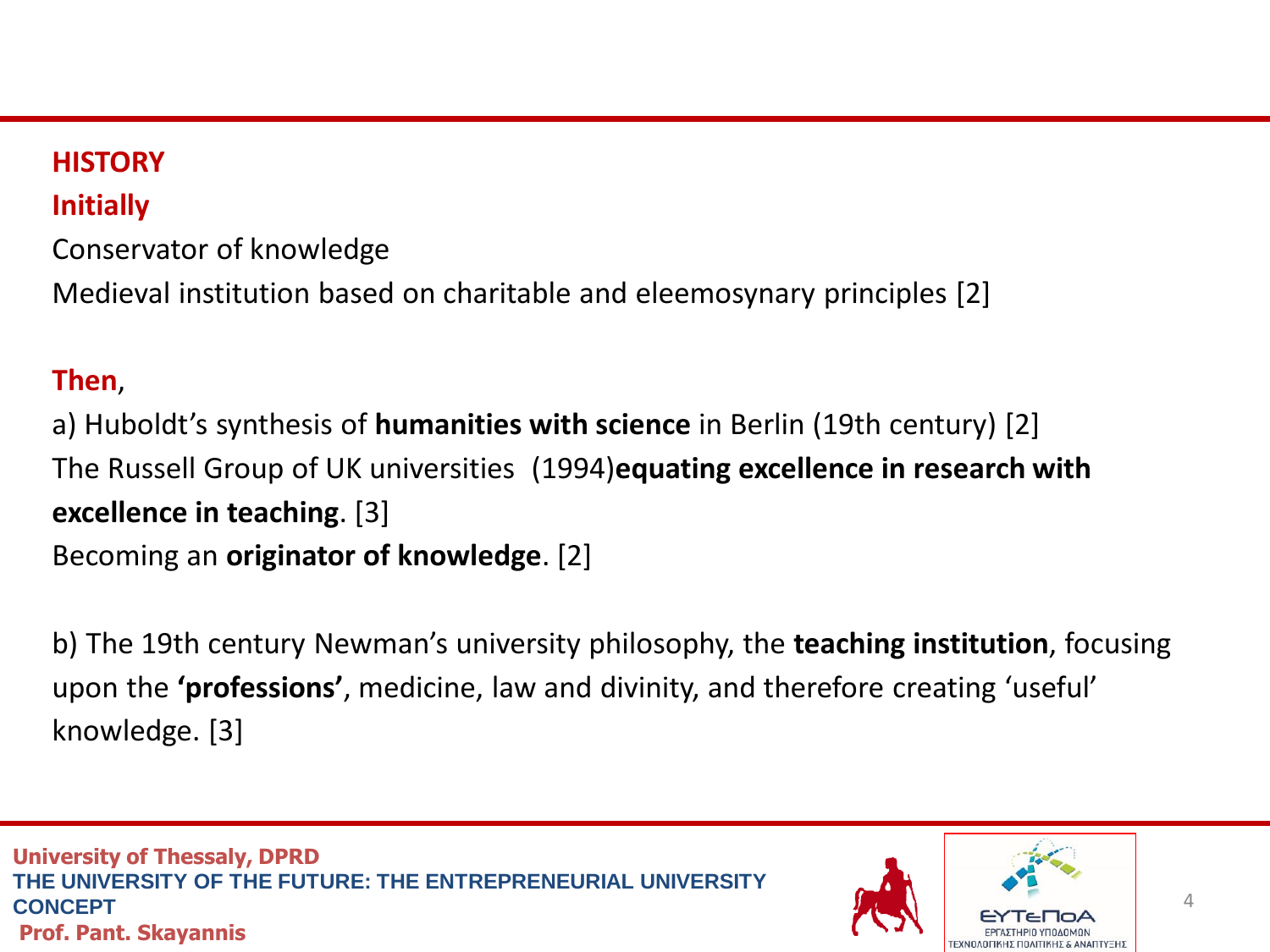## HISTORY

### Initially

Conservator of knowledge

Medieval institution based on charitable and eleemosynary principles [2]

### Then,

a) Huboldt's synthesis of **humanities with science** in Berlin (19th century) [2]

The Russell Group of UK universities  (1994)**equating excellence in research with excellence in teaching**. [3]

Becoming an **originator of knowledge**. [2]

b) The 19th century Newman's university philosophy, the **teaching institution**, focusing upon the **'professions'**, medicine, law and divinity, and therefore creating 'useful' knowledge. [3]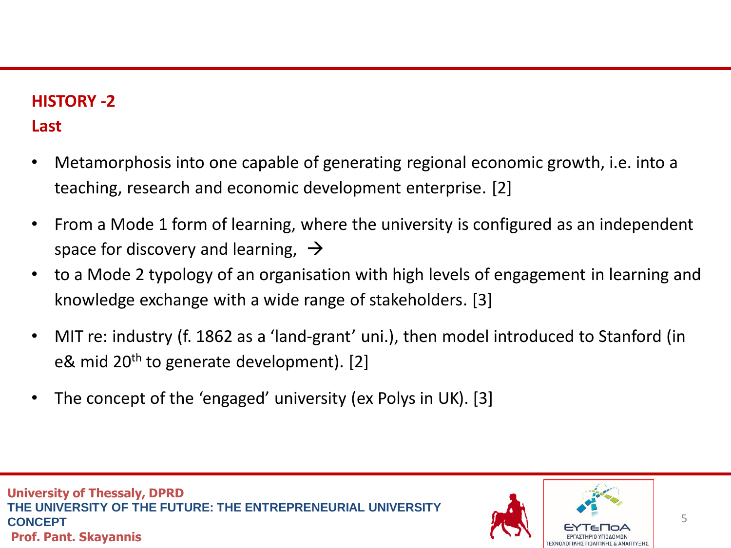## HISTORY -2

### Last

- Metamorphosis into one capable of generating regional economic growth, i.e. into a teaching, research and economic development enterprise. [2]
- From a Mode 1 form of learning, where the university is configured as an independent space for discovery and learning, →
- to a Mode 2 typology of an organisation with high levels of engagement in learning and knowledge exchange with a wide range of stakeholders. [3]
- MIT re: industry (f. 1862 as a 'land-grant' uni.), then model introduced to Stanford (in e& mid 20th to generate development). [2]
- The concept of the 'engaged' university (ex Polys in UK). [3]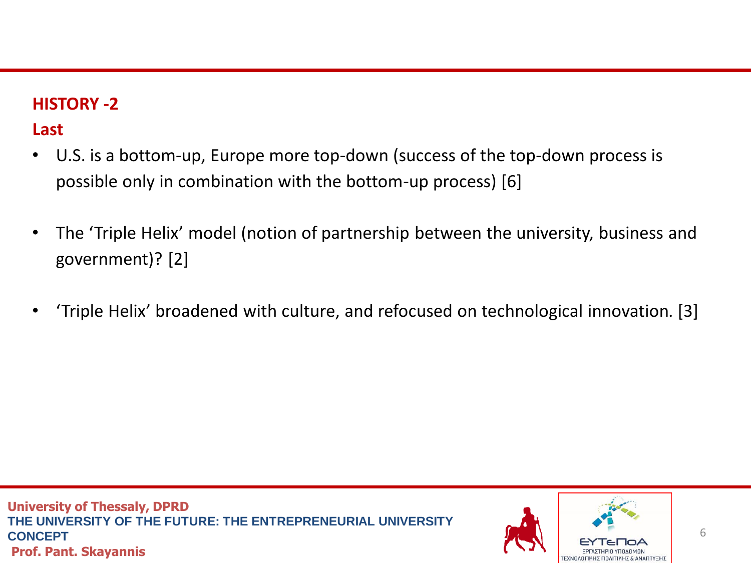## HISTORY -2

### Last

- U.S. is a bottom-up, Europe more top-down (success of the top-down process is possible only in combination with the bottom-up process) [6]

- The 'Triple Helix' model (notion of partnership between the university, business and government)? [2]

- 'Triple Helix' broadened with culture, and refocused on technological innovation. [3]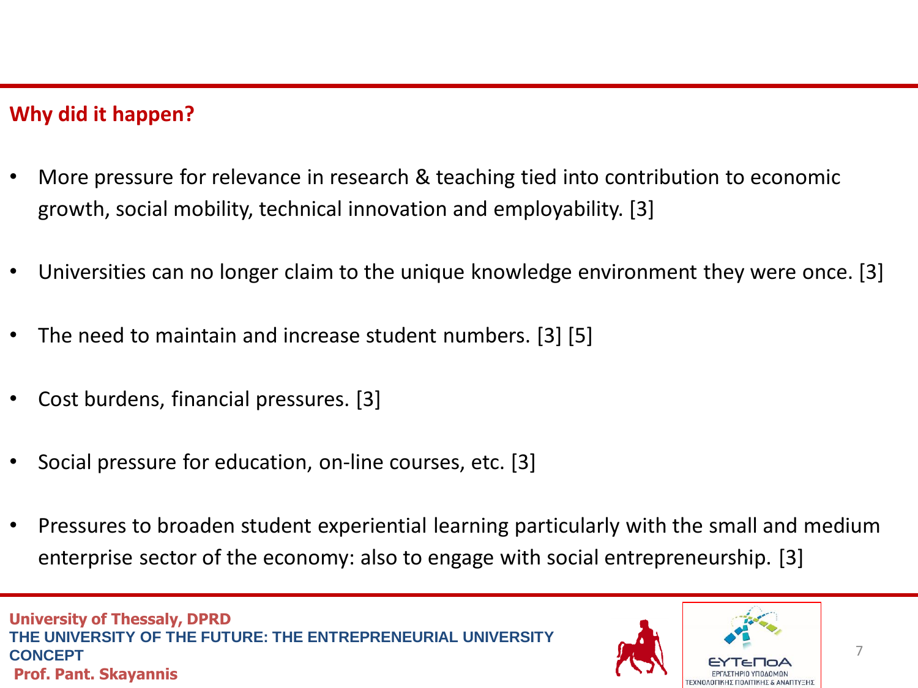## Why did it happen?

- More pressure for relevance in research & teaching tied into contribution to economic growth, social mobility, technical innovation and employability. [3]
- Universities can no longer claim to the unique knowledge environment they were once. [3]
- The need to maintain and increase student numbers. [3] [5]
- Cost burdens, financial pressures. [3]
- Social pressure for education, on-line courses, etc. [3]
- Pressures to broaden student experiential learning particularly with the small and medium enterprise sector of the economy: also to engage with social entrepreneurship. [3]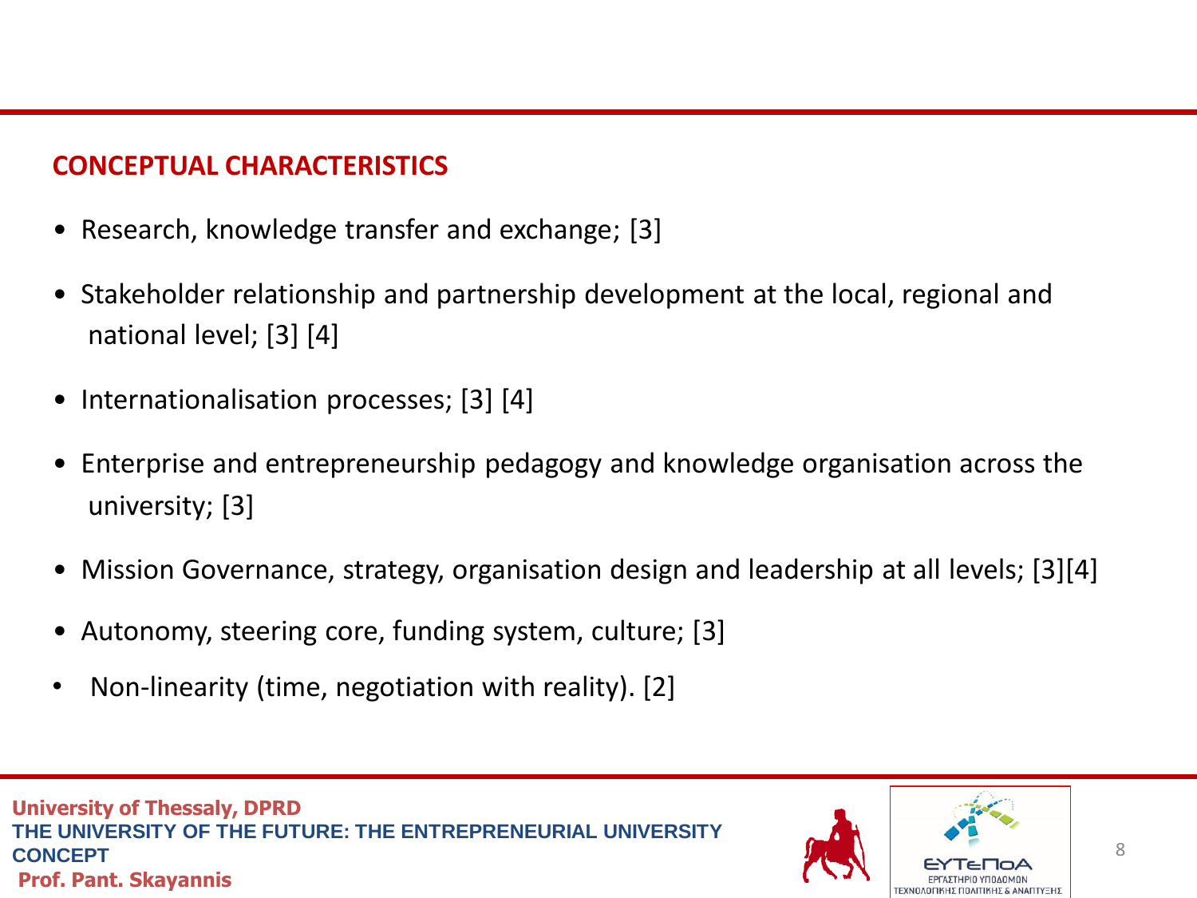## CONCEPTUAL CHARACTERISTICS

- Research, knowledge transfer and exchange; [3]
- Stakeholder relationship and partnership development at the local, regional and national level; [3] [4]
- Internationalisation processes; [3] [4]
- Enterprise and entrepreneurship pedagogy and knowledge organisation across the university; [3]
- Mission Governance, strategy, organisation design and leadership at all levels; [3][4]
- Autonomy, steering core, funding system, culture; [3]
- Non-linearity (time, negotiation with reality). [2]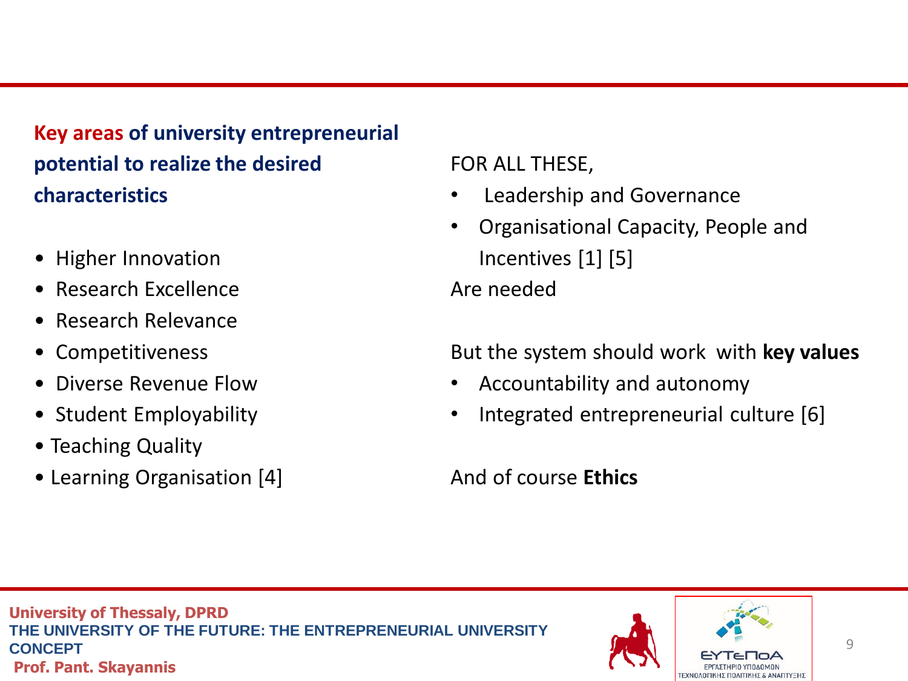**Key areas of university entrepreneurial potential to realize the desired characteristics**

- Higher Innovation
- Research Excellence
- Research Relevance
- Competitiveness
- Diverse Revenue Flow
- Student Employability
- Teaching Quality
- Learning Organisation [4]

FOR ALL THESE,

- Leadership and Governance
- Organisational Capacity, People and Incentives [1] [5]

Are needed

But the system should work with **key values**

- Accountability and autonomy
- Integrated entrepreneurial culture [6]

And of course **Ethics**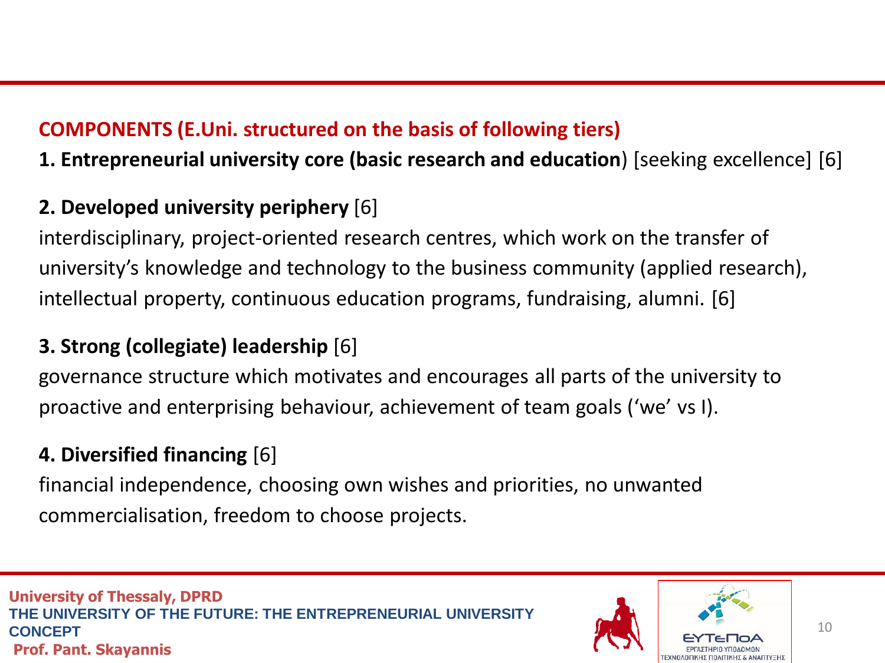## COMPONENTS (E.Uni. structured on the basis of following tiers)

**1. Entrepreneurial university core (basic research and education**) [seeking excellence] [6]

**2. Developed university periphery** [6]

interdisciplinary, project-oriented research centres, which work on the transfer of university's knowledge and technology to the business community (applied research), intellectual property, continuous education programs, fundraising, alumni. [6]

**3. Strong (collegiate) leadership** [6]

governance structure which motivates and encourages all parts of the university to proactive and enterprising behaviour, achievement of team goals ('we' vs I).

**4. Diversified financing** [6]

financial independence, choosing own wishes and priorities, no unwanted commercialisation, freedom to choose projects.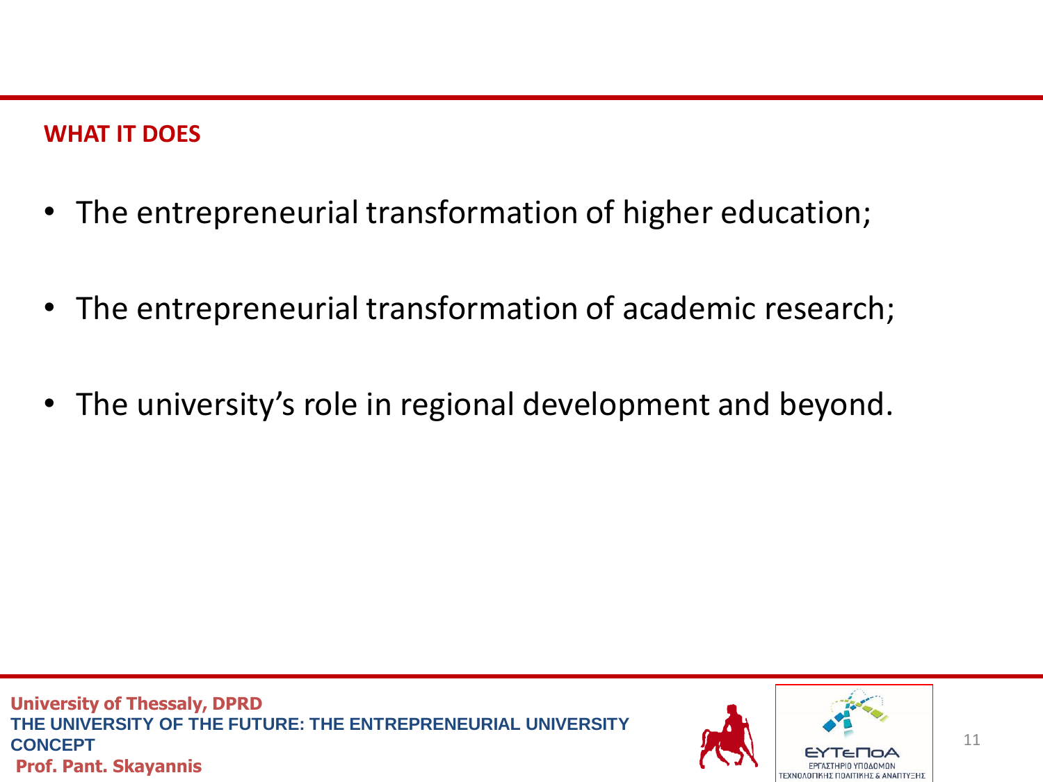## WHAT IT DOES

- The entrepreneurial transformation of higher education;
- The entrepreneurial transformation of academic research;
- The university's role in regional development and beyond.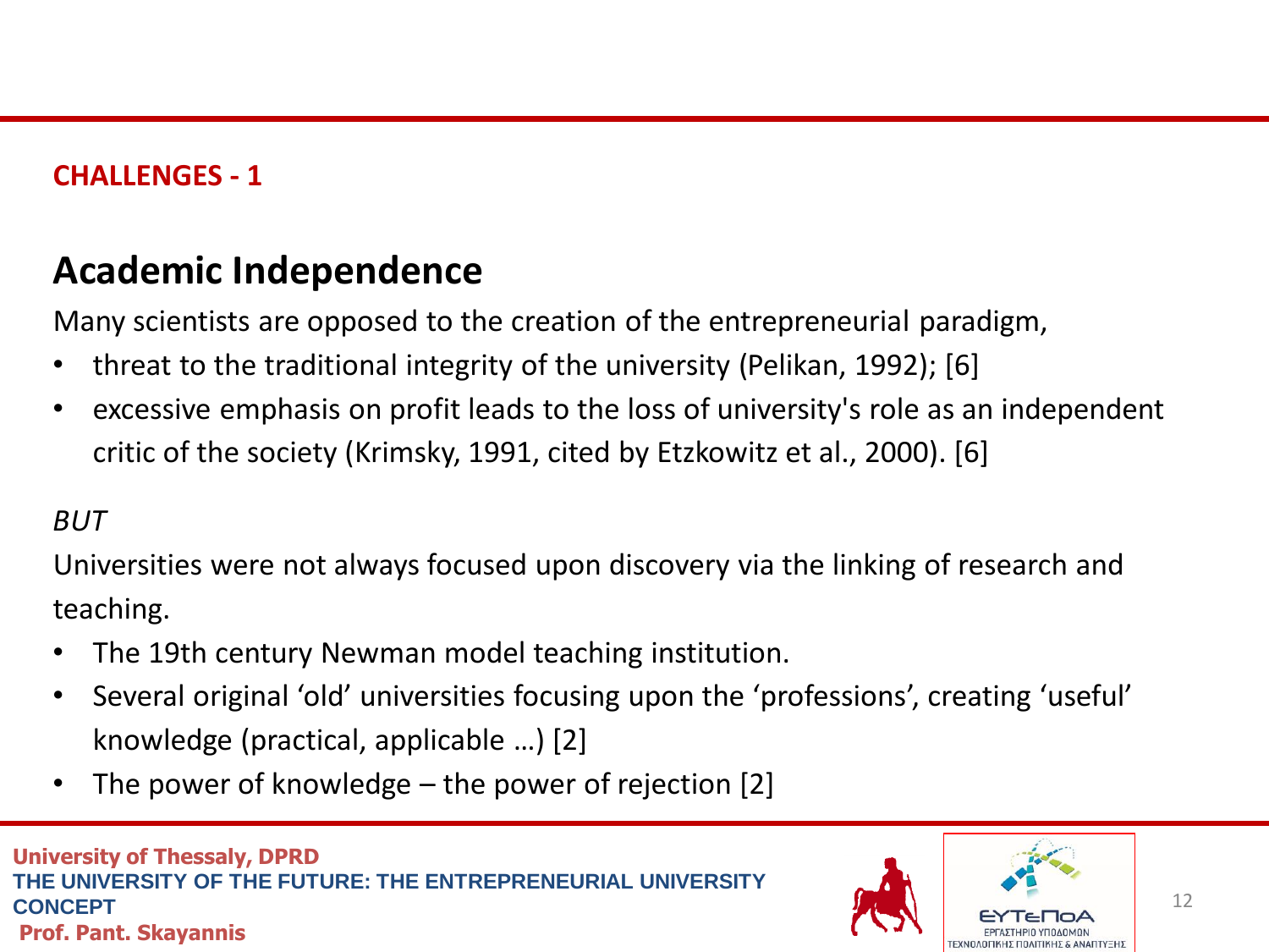**CHALLENGES - 1**

## Academic Independence

Many scientists are opposed to the creation of the entrepreneurial paradigm,

- threat to the traditional integrity of the university (Pelikan, 1992); [6]
- excessive emphasis on profit leads to the loss of university's role as an independent critic of the society (Krimsky, 1991, cited by Etzkowitz et al., 2000). [6]

*BUT*

Universities were not always focused upon discovery via the linking of research and teaching.

- The 19th century Newman model teaching institution.
- Several original ‘old’ universities focusing upon the ‘professions’, creating ‘useful’ knowledge (practical, applicable …) [2]
- The power of knowledge – the power of rejection [2]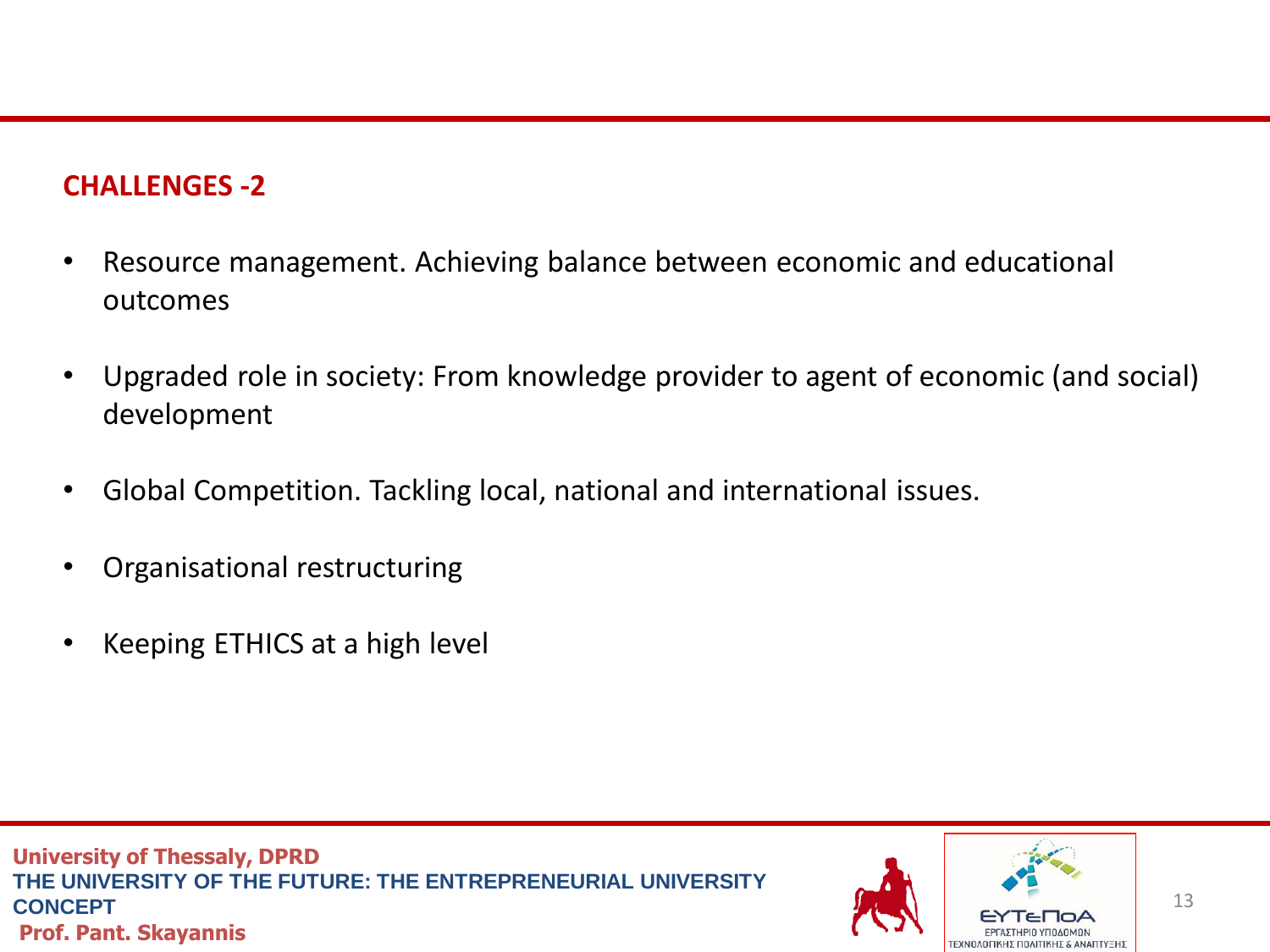## CHALLENGES -2

- Resource management. Achieving balance between economic and educational outcomes
- Upgraded role in society: From knowledge provider to agent of economic (and social) development
- Global Competition. Tackling local, national and international issues.
- Organisational restructuring
- Keeping ETHICS at a high level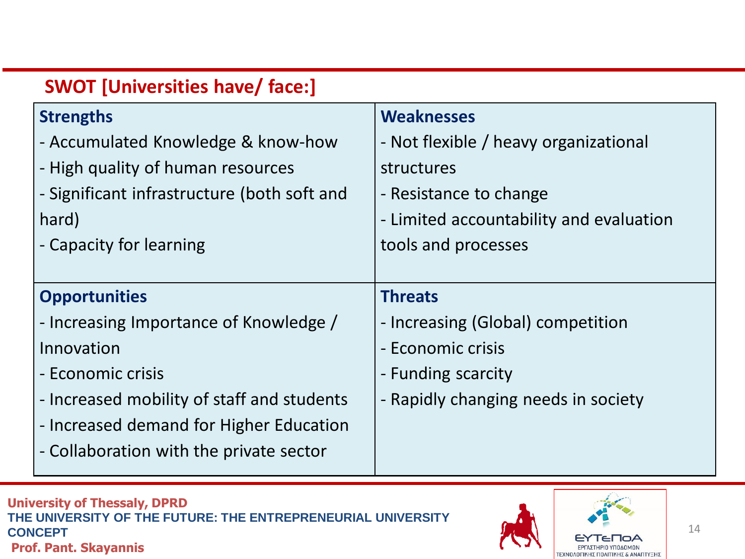## SWOT [Universities have/ face:]

| **Strengths** | **Weaknesses** |
|---|---|
| - Accumulated Knowledge & know-how<br>- High quality of human resources<br>- Significant infrastructure (both soft and hard)<br>- Capacity for learning | - Not flexible / heavy organizational structures<br>- Resistance to change<br>- Limited accountability and evaluation tools and processes |
| **Opportunities** | **Threats** |
| - Increasing Importance of Knowledge / Innovation<br>- Economic crisis<br>- Increased mobility of staff and students<br>- Increased demand for Higher Education<br>- Collaboration with the private sector | - Increasing (Global) competition<br>- Economic crisis<br>- Funding scarcity<br>- Rapidly changing needs in society |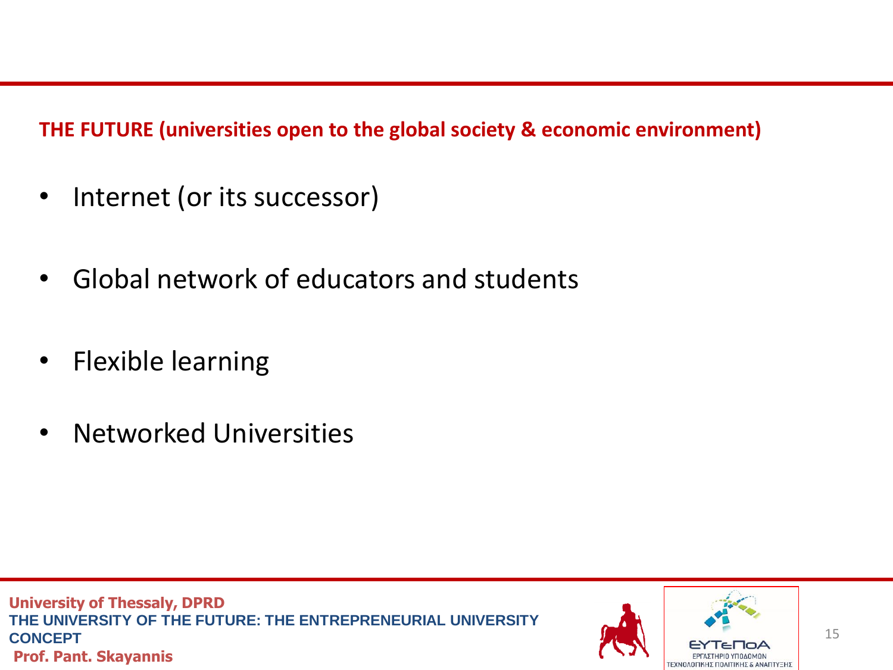**THE FUTURE (universities open to the global society & economic environment)**

- Internet (or its successor)
- Global network of educators and students
- Flexible learning
- Networked Universities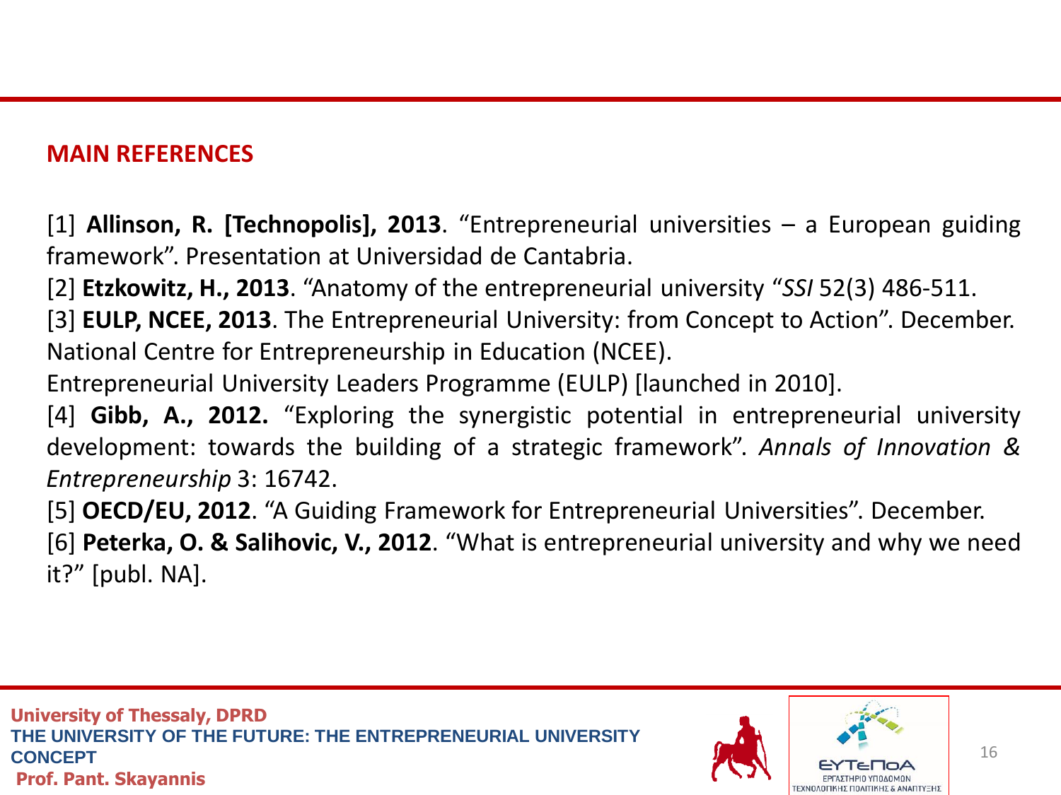## MAIN REFERENCES

[1] **Allinson, R. [Technopolis], 2013**. "Entrepreneurial universities – a European guiding framework". Presentation at Universidad de Cantabria.

[2] **Etzkowitz, H., 2013**. "Anatomy of the entrepreneurial university "*SSI* 52(3) 486-511.

[3] **EULP, NCEE, 2013**. The Entrepreneurial University: from Concept to Action". December. National Centre for Entrepreneurship in Education (NCEE).
Entrepreneurial University Leaders Programme (EULP) [launched in 2010].

[4] **Gibb, A., 2012.** "Exploring the synergistic potential in entrepreneurial university development: towards the building of a strategic framework". *Annals of Innovation & Entrepreneurship* 3: 16742.

[5] **OECD/EU, 2012**. "A Guiding Framework for Entrepreneurial Universities". December.

[6] **Peterka, O. & Salihovic, V., 2012**. "What is entrepreneurial university and why we need it?" [publ. NA].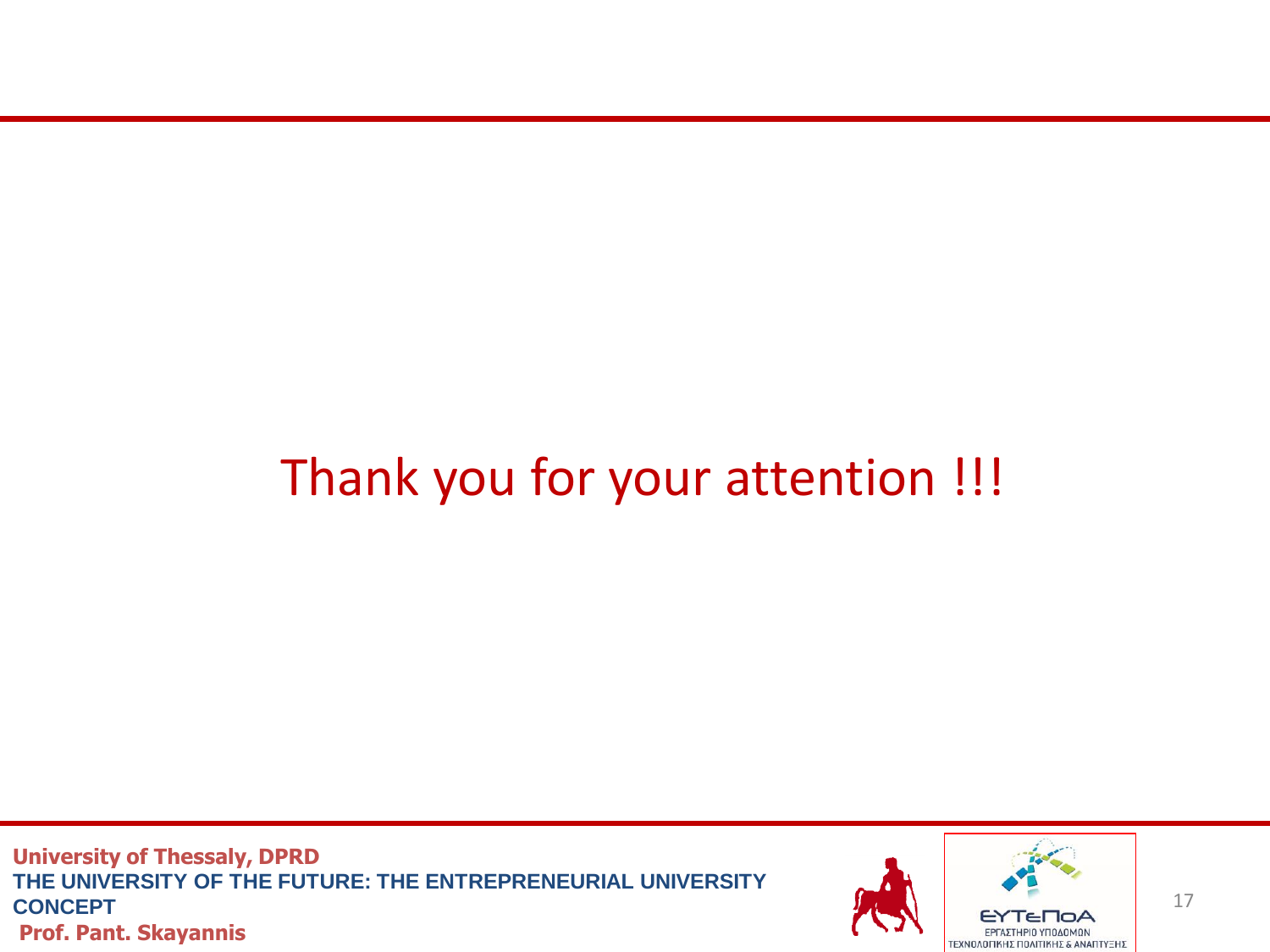Thank you for your attention !!!